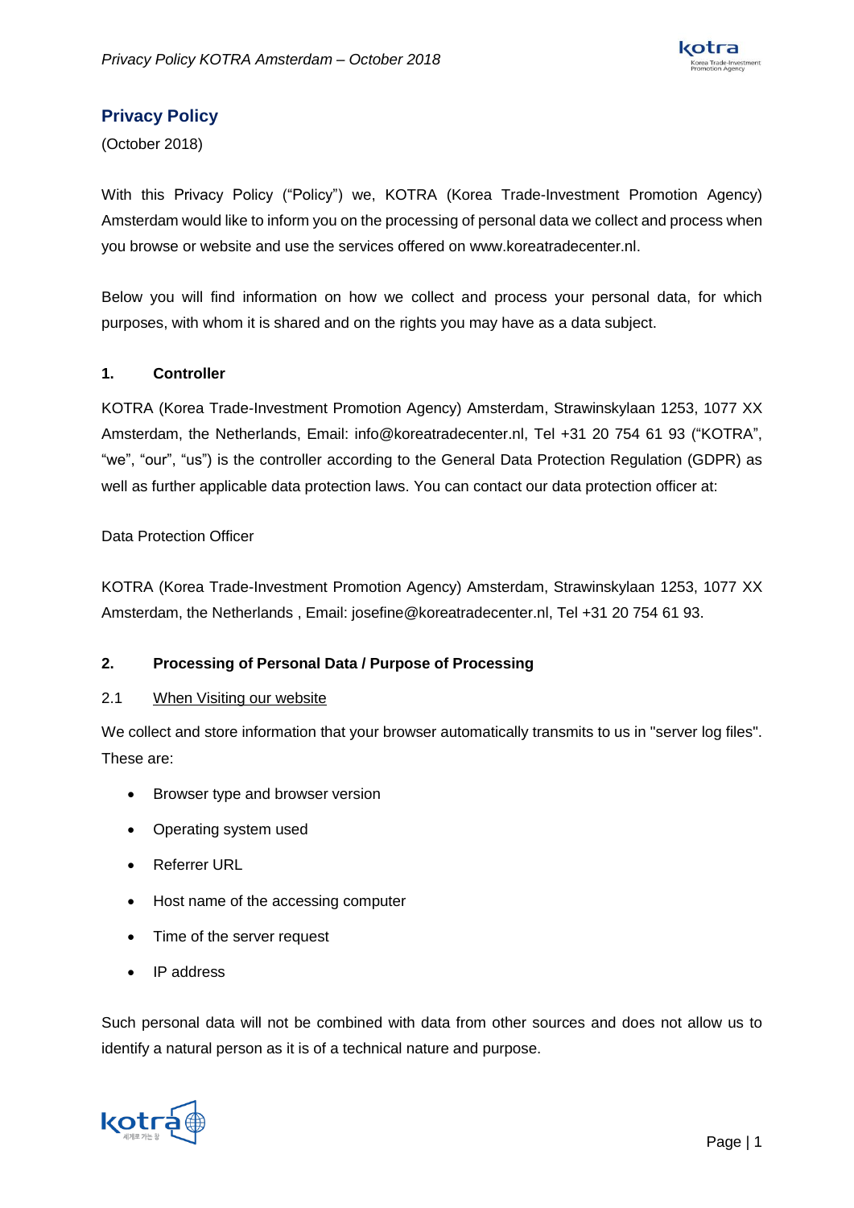# Privacy Policy

(October 2018)

With this Privacy Policy ("Policy") we, KOTRA (Korea Trade-Investment Promotion Agency) Amsterdam would like to inform you on the processing of personal data we collect and process when you browse or website and use the services offered on www.koreatradecenter.nl.

Below you will find information on how we collect and process your personal data, for which purposes, with whom it is shared and on the rights you may have as a data subject.

## 1. Controller

KOTRA (Korea Trade-Investment Promotion Agency) Amsterdam, Strawinskylaan 1253, 1077 XX Amsterdam, the Netherlands, Email: info@koreatradecenter.nl, Tel +31 20 754 61 93 ("KOTRA", "we", "our", "us") is the controller according to the General Data Protection Regulation (GDPR) as well as further applicable data protection laws. You can contact our data protection officer at:

Data Protection Officer

KOTRA (Korea Trade-Investment Promotion Agency) Amsterdam, Strawinskylaan 1253, 1077 XX Amsterdam, the Netherlands , Email: josefine@koreatradecenter.nl, Tel +31 20 754 61 93.

## 2. Processing of Personal Data / Purpose of Processing

### 2.1 When Visiting our website

We collect and store information that your browser automatically transmits to us in "server log files". These are:

- Browser type and browser version
- Operating system used
- Referrer URL
- Host name of the accessing computer
- Time of the server request
- IP address

Such personal data will not be combined with data from other sources and does not allow us to identify a natural person as it is of a technical nature and purpose.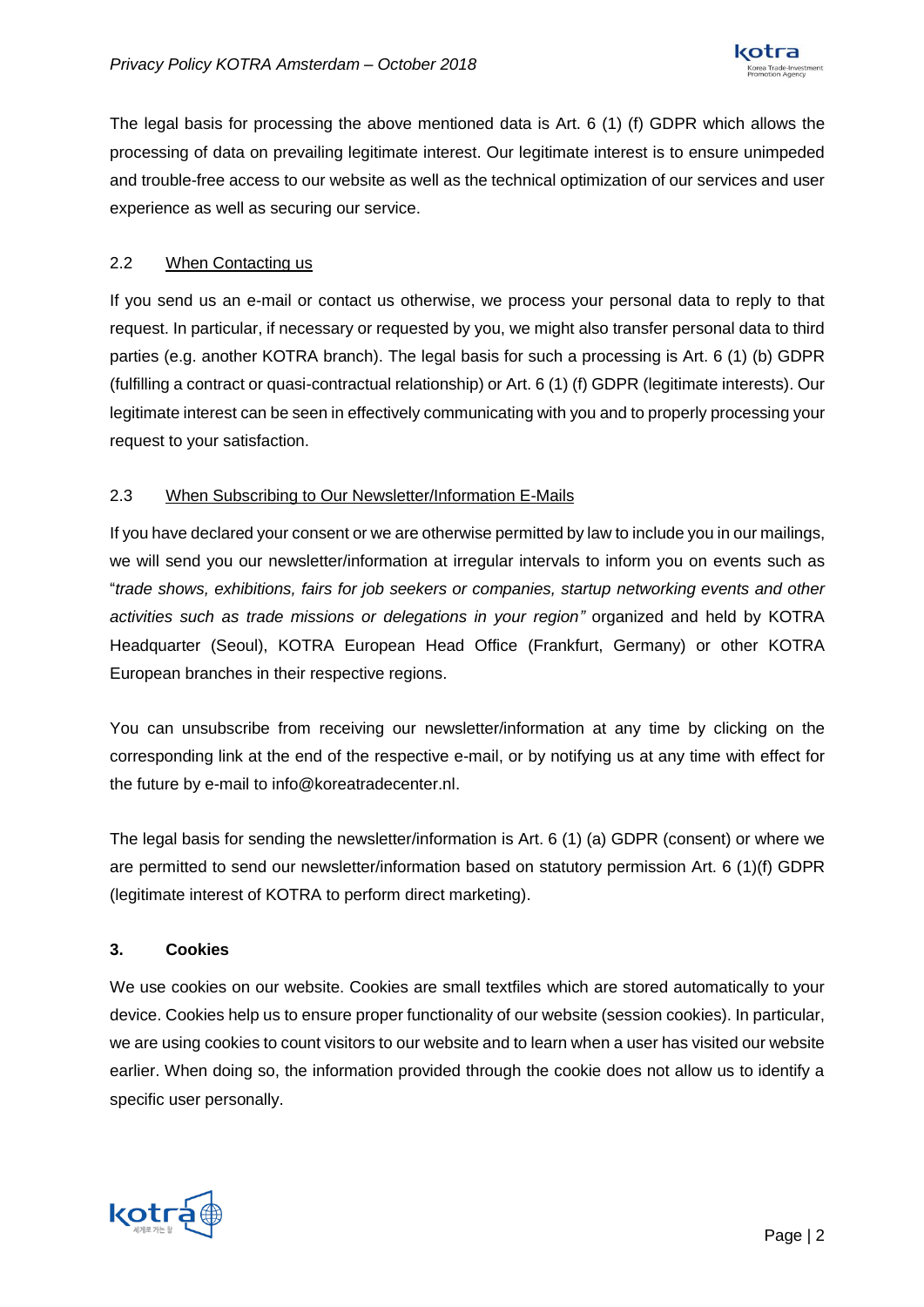The legal basis for processing the above mentioned data is Art. 6 (1) (f) GDPR which allows the processing of data on prevailing legitimate interest. Our legitimate interest is to ensure unimpeded and trouble-free access to our website as well as the technical optimization of our services and user experience as well as securing our service.

### 2.2 When Contacting us

If you send us an e-mail or contact us otherwise, we process your personal data to reply to that request. In particular, if necessary or requested by you, we might also transfer personal data to third parties (e.g. another KOTRA branch). The legal basis for such a processing is Art. 6 (1) (b) GDPR (fulfilling a contract or quasi-contractual relationship) or Art. 6 (1) (f) GDPR (legitimate interests). Our legitimate interest can be seen in effectively communicating with you and to properly processing your request to your satisfaction.

### 2.3 When Subscribing to Our Newsletter/Information E-Mails

If you have declared your consent or we are otherwise permitted by law to include you in our mailings, we will send you our newsletter/information at irregular intervals to inform you on events such as "*trade shows, exhibitions, fairs for job seekers or companies, startup networking events and other activities such as trade missions or delegations in your region"* organized and held by KOTRA Headquarter (Seoul), KOTRA European Head Office (Frankfurt, Germany) or other KOTRA European branches in their respective regions.

You can unsubscribe from receiving our newsletter/information at any time by clicking on the corresponding link at the end of the respective e-mail, or by notifying us at any time with effect for the future by e-mail to info@koreatradecenter.nl.

The legal basis for sending the newsletter/information is Art. 6 (1) (a) GDPR (consent) or where we are permitted to send our newsletter/information based on statutory permission Art. 6 (1)(f) GDPR (legitimate interest of KOTRA to perform direct marketing).

## 3. Cookies

We use cookies on our website. Cookies are small textfiles which are stored automatically to your device. Cookies help us to ensure proper functionality of our website (session cookies). In particular, we are using cookies to count visitors to our website and to learn when a user has visited our website earlier. When doing so, the information provided through the cookie does not allow us to identify a specific user personally.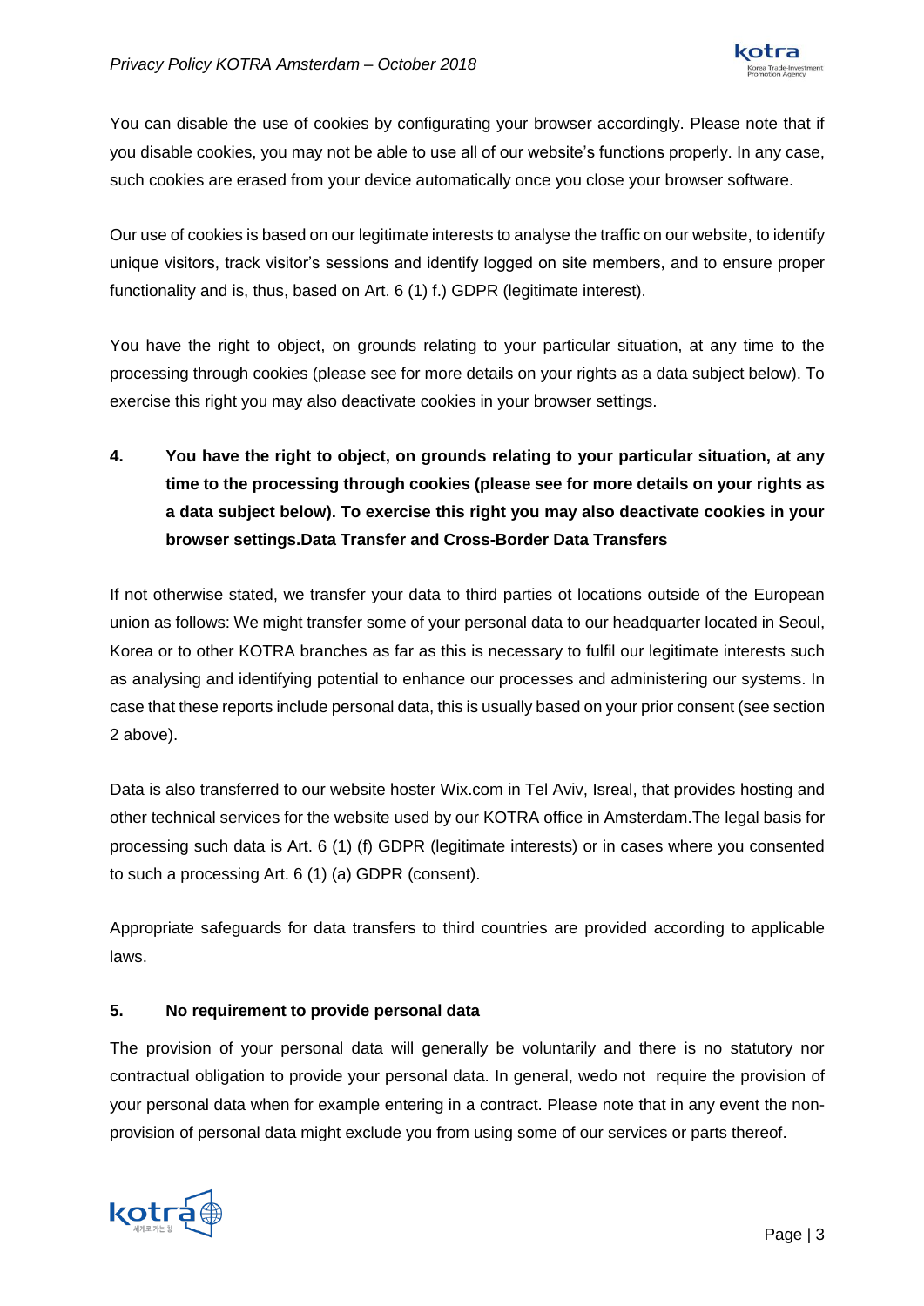You can disable the use of cookies by configurating your browser accordingly. Please note that if you disable cookies, you may not be able to use all of our website's functions properly. In any case, such cookies are erased from your device automatically once you close your browser software.

Our use of cookies is based on our legitimate interests to analyse the traffic on our website, to identify unique visitors, track visitor's sessions and identify logged on site members, and to ensure proper functionality and is, thus, based on Art. 6 (1) f.) GDPR (legitimate interest).

You have the right to object, on grounds relating to your particular situation, at any time to the processing through cookies (please see for more details on your rights as a data subject below). To exercise this right you may also deactivate cookies in your browser settings.

## 4. You have the right to object, on grounds relating to your particular situation, at any time to the processing through cookies (please see for more details on your rights as a data subject below). To exercise this right you may also deactivate cookies in your browser settings.Data Transfer and Cross-Border Data Transfers

If not otherwise stated, we transfer your data to third parties ot locations outside of the European union as follows: We might transfer some of your personal data to our headquarter located in Seoul, Korea or to other KOTRA branches as far as this is necessary to fulfil our legitimate interests such as analysing and identifying potential to enhance our processes and administering our systems. In case that these reports include personal data, this is usually based on your prior consent (see section 2 above).

Data is also transferred to our website hoster Wix.com in Tel Aviv, Isreal, that provides hosting and other technical services for the website used by our KOTRA office in Amsterdam.The legal basis for processing such data is Art. 6 (1) (f) GDPR (legitimate interests) or in cases where you consented to such a processing Art. 6 (1) (a) GDPR (consent).

Appropriate safeguards for data transfers to third countries are provided according to applicable laws.

## 5. No requirement to provide personal data

The provision of your personal data will generally be voluntarily and there is no statutory nor contractual obligation to provide your personal data. In general, wedo not require the provision of your personal data when for example entering in a contract. Please note that in any event the non-provision of personal data might exclude you from using some of our services or parts thereof.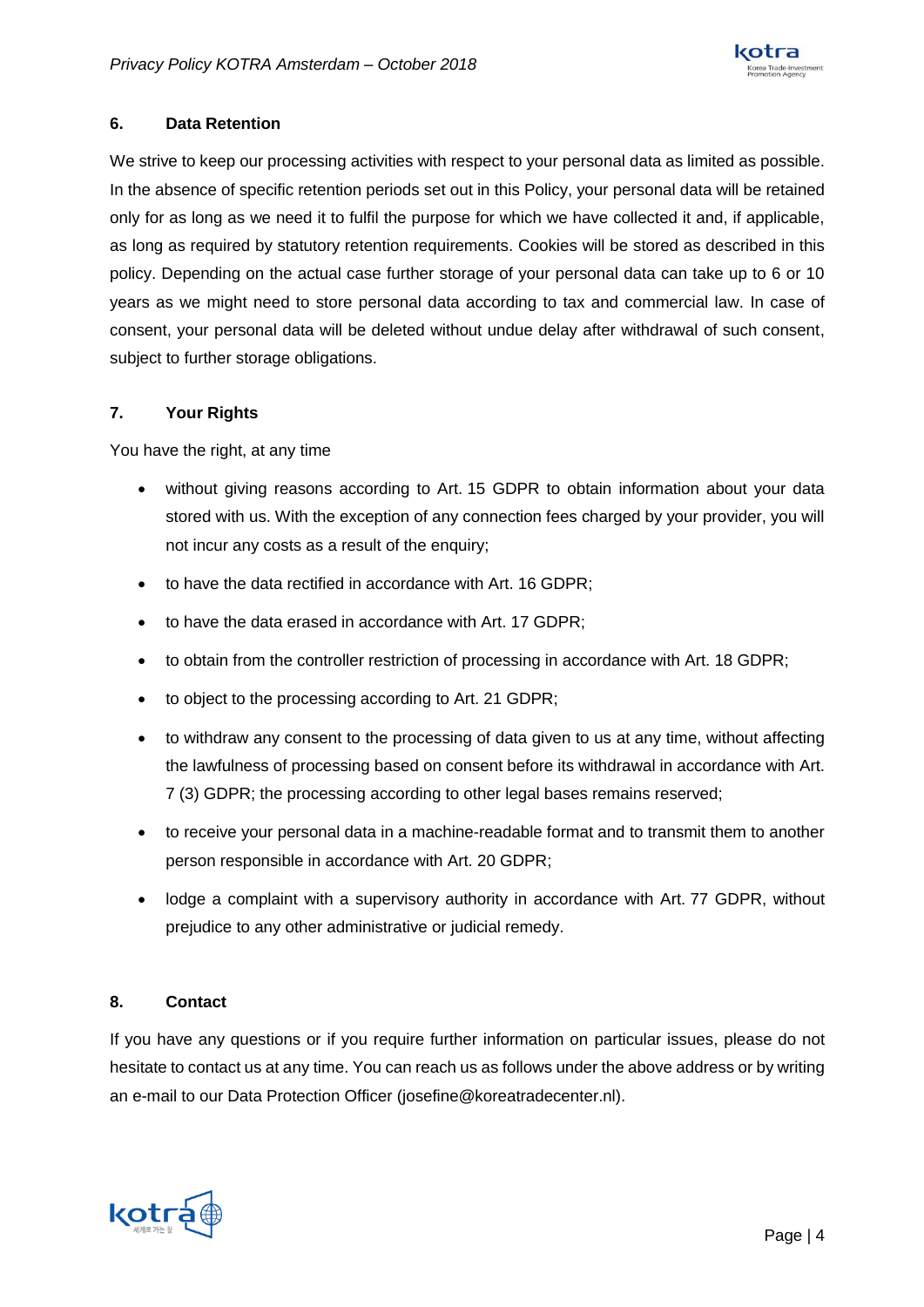## 6. Data Retention

We strive to keep our processing activities with respect to your personal data as limited as possible. In the absence of specific retention periods set out in this Policy, your personal data will be retained only for as long as we need it to fulfil the purpose for which we have collected it and, if applicable, as long as required by statutory retention requirements. Cookies will be stored as described in this policy. Depending on the actual case further storage of your personal data can take up to 6 or 10 years as we might need to store personal data according to tax and commercial law. In case of consent, your personal data will be deleted without undue delay after withdrawal of such consent, subject to further storage obligations.

## 7. Your Rights

You have the right, at any time

- without giving reasons according to Art. 15 GDPR to obtain information about your data stored with us. With the exception of any connection fees charged by your provider, you will not incur any costs as a result of the enquiry;
- to have the data rectified in accordance with Art. 16 GDPR;
- to have the data erased in accordance with Art. 17 GDPR;
- to obtain from the controller restriction of processing in accordance with Art. 18 GDPR;
- to object to the processing according to Art. 21 GDPR;
- to withdraw any consent to the processing of data given to us at any time, without affecting the lawfulness of processing based on consent before its withdrawal in accordance with Art. 7 (3) GDPR; the processing according to other legal bases remains reserved;
- to receive your personal data in a machine-readable format and to transmit them to another person responsible in accordance with Art. 20 GDPR;
- lodge a complaint with a supervisory authority in accordance with Art. 77 GDPR, without prejudice to any other administrative or judicial remedy.

## 8. Contact

If you have any questions or if you require further information on particular issues, please do not hesitate to contact us at any time. You can reach us as follows under the above address or by writing an e-mail to our Data Protection Officer (josefine@koreatradecenter.nl).